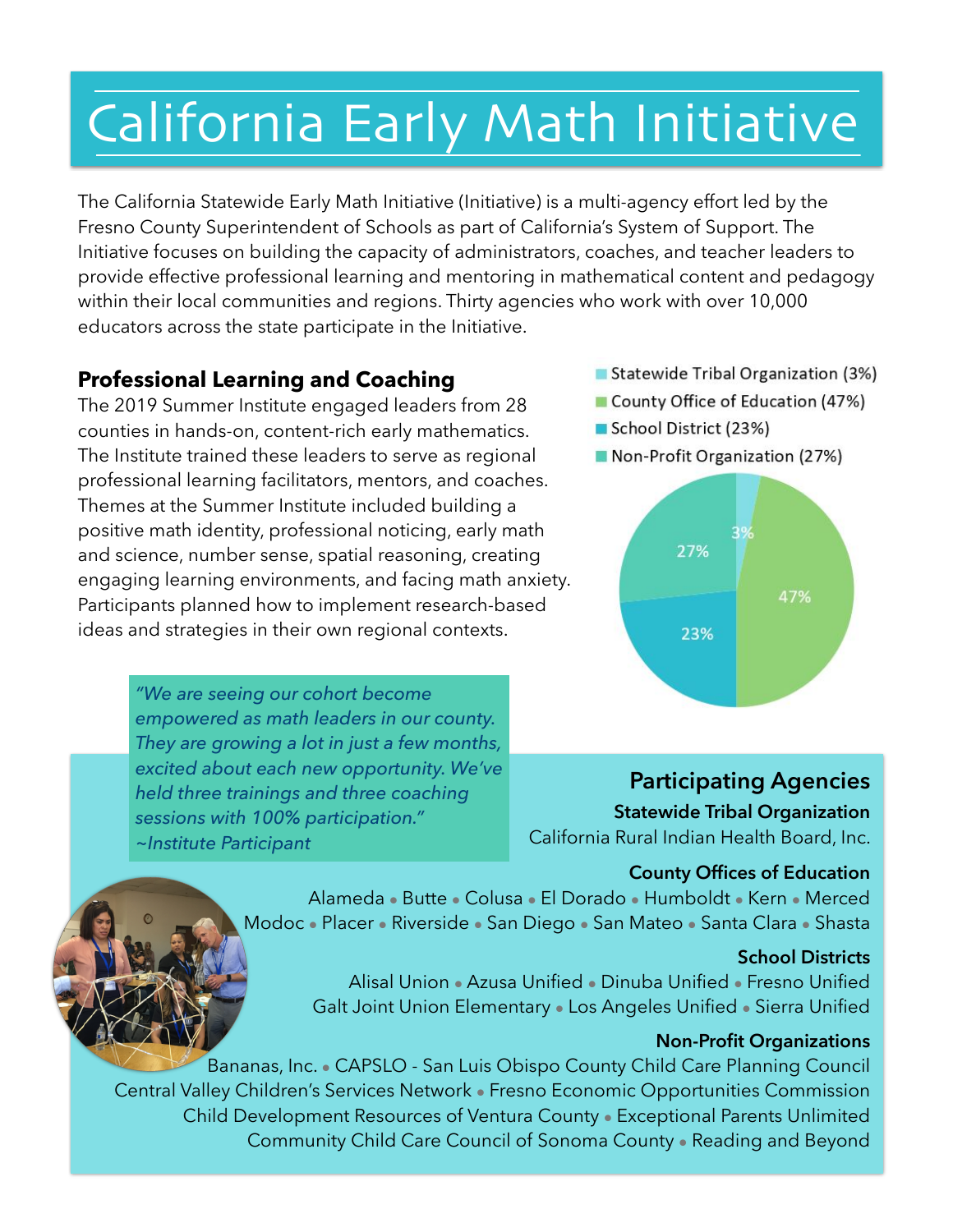# California Early Math Initiative

The California Statewide Early Math Initiative (Initiative) is a multi-agency effort led by the Fresno County Superintendent of Schools as part of California's System of Support. The Initiative focuses on building the capacity of administrators, coaches, and teacher leaders to provide effective professional learning and mentoring in mathematical content and pedagogy within their local communities and regions. Thirty agencies who work with over 10,000 educators across the state participate in the Initiative.

## Professional Learning and Coaching

The 2019 Summer Institute engaged leaders from 28 counties in hands-on, content-rich early mathematics. The Institute trained these leaders to serve as regional professional learning facilitators, mentors, and coaches. Themes at the Summer Institute included building a positive math identity, professional noticing, early math and science, number sense, spatial reasoning, creating engaging learning environments, and facing math anxiety. Participants planned how to implement research-based ideas and strategies in their own regional contexts.

- Statewide Tribal Organization (3%)
- County Office of Education (47%)
- School District (23%)
- Non-Profit Organization (27%)

*"We are seeing our cohort become empowered as math leaders in our county. They are growing a lot in just a few months, excited about each new opportunity. We've held three trainings and three coaching sessions with 100% participation."*
*~Institute Participant*

## Participating Agencies

### Statewide Tribal Organization

California Rural Indian Health Board, Inc.

### County Offices of Education

Alameda • Butte • Colusa • El Dorado • Humboldt • Kern • Merced
Modoc • Placer • Riverside • San Diego • San Mateo • Santa Clara • Shasta

### School Districts

Alisal Union • Azusa Unified • Dinuba Unified • Fresno Unified
Galt Joint Union Elementary • Los Angeles Unified • Sierra Unified

### Non-Profit Organizations

Bananas, Inc. • CAPSLO - San Luis Obispo County Child Care Planning Council
Central Valley Children's Services Network • Fresno Economic Opportunities Commission
Child Development Resources of Ventura County • Exceptional Parents Unlimited
Community Child Care Council of Sonoma County • Reading and Beyond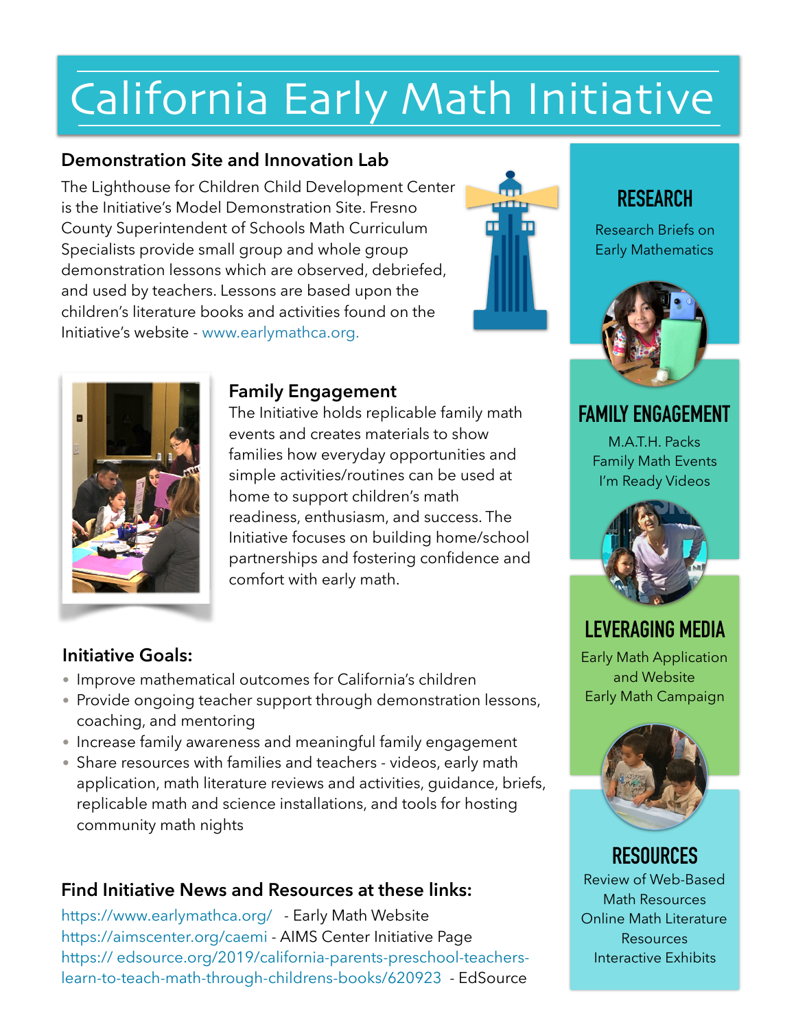# California Early Math Initiative

## Demonstration Site and Innovation Lab

The Lighthouse for Children Child Development Center is the Initiative's Model Demonstration Site. Fresno County Superintendent of Schools Math Curriculum Specialists provide small group and whole group demonstration lessons which are observed, debriefed, and used by teachers. Lessons are based upon the children's literature books and activities found on the Initiative's website - www.earlymathca.org.

## Family Engagement

The Initiative holds replicable family math events and creates materials to show families how everyday opportunities and simple activities/routines can be used at home to support children's math readiness, enthusiasm, and success. The Initiative focuses on building home/school partnerships and fostering confidence and comfort with early math.

## Initiative Goals:

- Improve mathematical outcomes for California's children
- Provide ongoing teacher support through demonstration lessons, coaching, and mentoring
- Increase family awareness and meaningful family engagement
- Share resources with families and teachers - videos, early math application, math literature reviews and activities, guidance, briefs, replicable math and science installations, and tools for hosting community math nights

## Find Initiative News and Resources at these links:

https://www.earlymathca.org/ - Early Math Website
https://aimscenter.org/caemi - AIMS Center Initiative Page
https:// edsource.org/2019/california-parents-preschool-teachers-learn-to-teach-math-through-childrens-books/620923 - EdSource

### RESEARCH

Research Briefs on Early Mathematics

### FAMILY ENGAGEMENT

M.A.T.H. Packs
Family Math Events
I'm Ready Videos

### LEVERAGING MEDIA

Early Math Application and Website
Early Math Campaign

### RESOURCES

Review of Web-Based Math Resources
Online Math Literature Resources
Interactive Exhibits